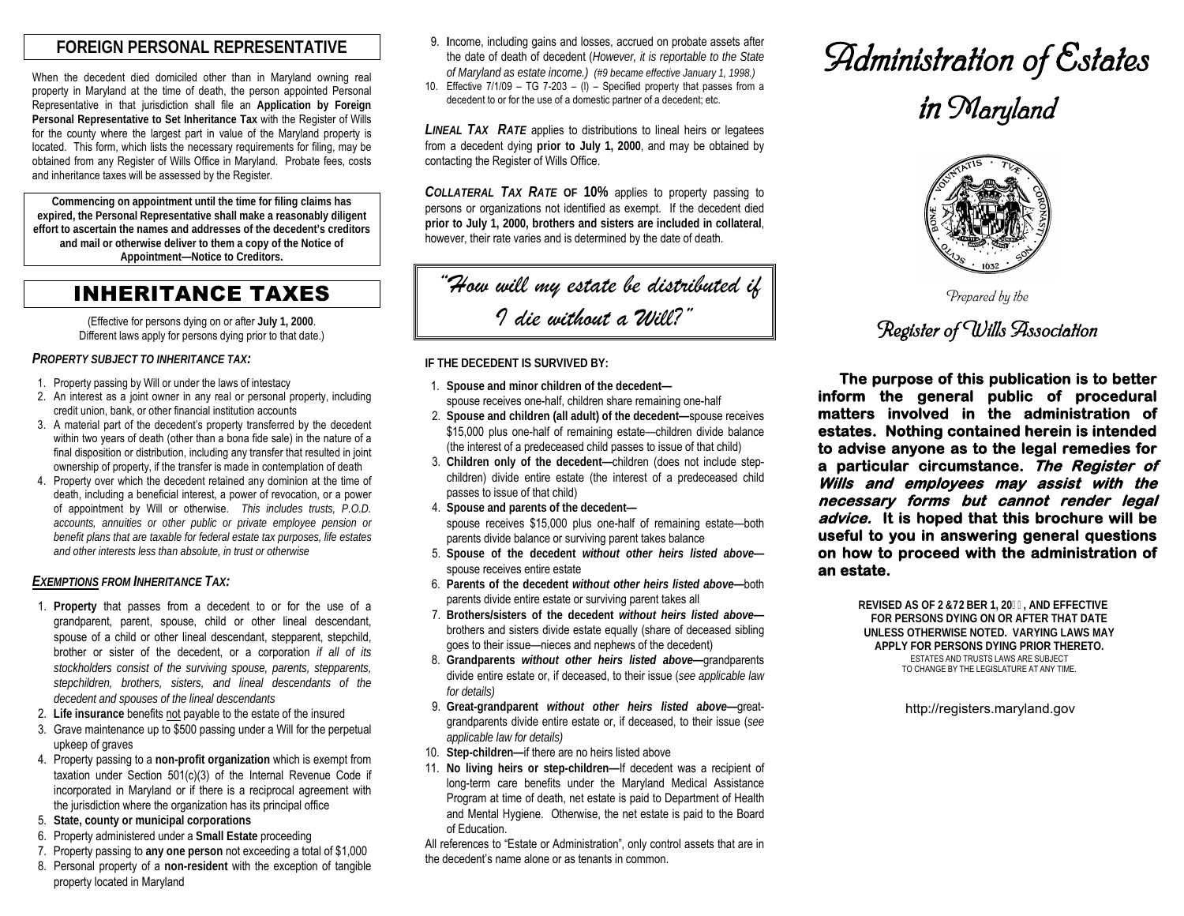## FOREIGN PERSONAL REPRESENTATIVE

When the decedent died domiciled other than in Maryland owning real property in Maryland at the time of death, the person appointed Personal Representative in that jurisdiction shall file an **Application by Foreign Personal Representative to Set Inheritance Tax** with the Register of Wills for the county where the largest part in value of the Maryland property is located. This form, which lists the necessary requirements for filing, may be obtained from any Register of Wills Office in Maryland. Probate fees, costs and inheritance taxes will be assessed by the Register.

**Commencing on appointment until the time for filing claims has expired, the Personal Representative shall make a reasonably diligent effort to ascertain the names and addresses of the decedent's creditors and mail or otherwise deliver to them a copy of the Notice of Appointment—Notice to Creditors.**

## INHERITANCE TAXES

(Effective for persons dying on or after **July 1, 2000**. Different laws apply for persons dying prior to that date.)

### *PROPERTY SUBJECT TO INHERITANCE TAX:*

1. Property passing by Will or under the laws of intestacy
2. An interest as a joint owner in any real or personal property, including credit union, bank, or other financial institution accounts
3. A material part of the decedent's property transferred by the decedent within two years of death (other than a bona fide sale) in the nature of a final disposition or distribution, including any transfer that resulted in joint ownership of property, if the transfer is made in contemplation of death
4. Property over which the decedent retained any dominion at the time of death, including a beneficial interest, a power of revocation, or a power of appointment by Will or otherwise. *This includes trusts, P.O.D. accounts, annuities or other public or private employee pension or benefit plans that are taxable for federal estate tax purposes, life estates and other interests less than absolute, in trust or otherwise*

### *EXEMPTIONS FROM INHERITANCE TAX:*

1. **Property** that passes from a decedent to or for the use of a grandparent, parent, spouse, child or other lineal descendant, spouse of a child or other lineal descendant, stepparent, stepchild, brother or sister of the decedent, or a corporation *if all of its stockholders consist of the surviving spouse, parents, stepparents, stepchildren, brothers, sisters, and lineal descendants of the decedent and spouses of the lineal descendants*
2. **Life insurance** benefits not payable to the estate of the insured
3. Grave maintenance up to $500 passing under a Will for the perpetual upkeep of graves
4. Property passing to a **non-profit organization** which is exempt from taxation under Section 501(c)(3) of the Internal Revenue Code if incorporated in Maryland or if there is a reciprocal agreement with the jurisdiction where the organization has its principal office
5. **State, county or municipal corporations**
6. Property administered under a **Small Estate** proceeding
7. Property passing to **any one person** not exceeding a total of $1,000
8. Personal property of a **non-resident** with the exception of tangible property located in Maryland
9. **I**ncome, including gains and losses, accrued on probate assets after the date of death of decedent (*However, it is reportable to the State of Maryland as estate income.)* *(#9 became effective January 1, 1998.)*
10. Effective 7/1/09 – TG 7-203 – (l) – Specified property that passes from a decedent to or for the use of a domestic partner of a decedent; etc.

***LINEAL TAX RATE*** applies to distributions to lineal heirs or legatees from a decedent dying **prior to July 1, 2000**, and may be obtained by contacting the Register of Wills Office.

***COLLATERAL TAX RATE* OF 10%** applies to property passing to persons or organizations not identified as exempt. If the decedent died **prior to July 1, 2000, brothers and sisters are included in collateral**, however, their rate varies and is determined by the date of death.

## *"How will my estate be distributed if I die without a Will?"*

**IF THE DECEDENT IS SURVIVED BY:**

1. **Spouse and minor children of the decedent—** spouse receives one-half, children share remaining one-half
2. **Spouse and children (all adult) of the decedent—**spouse receives $15,000 plus one-half of remaining estate—children divide balance (the interest of a predeceased child passes to issue of that child)
3. **Children only of the decedent—**children (does not include step-children) divide entire estate (the interest of a predeceased child passes to issue of that child)
4. **Spouse and parents of the decedent—** spouse receives $15,000 plus one-half of remaining estate—both parents divide balance or surviving parent takes balance
5. **Spouse of the decedent** ***without other heirs listed above—*** spouse receives entire estate
6. **Parents of the decedent** ***without other heirs listed above—***both parents divide entire estate or surviving parent takes all
7. **Brothers/sisters of the decedent** ***without heirs listed above—*** brothers and sisters divide estate equally (share of deceased sibling goes to their issue—nieces and nephews of the decedent)
8. **Grandparents** ***without other heirs listed above—***grandparents divide entire estate or, if deceased, to their issue (*see applicable law for details)*
9. **Great-grandparent** ***without other heirs listed above—***great-grandparents divide entire estate or, if deceased, to their issue (*see applicable law for details)*
10. **Step-children—**if there are no heirs listed above
11. **No living heirs or step-children—**If decedent was a recipient of long-term care benefits under the Maryland Medical Assistance Program at time of death, net estate is paid to Department of Health and Mental Hygiene. Otherwise, the net estate is paid to the Board of Education.

All references to "Estate or Administration", only control assets that are in the decedent's name alone or as tenants in common.

# *Administration of Estates in Maryland*

*Prepared by the*

## *Register of Wills Association*

**The purpose of this publication is to better inform the general public of procedural matters involved in the administration of estates. Nothing contained herein is intended to advise anyone as to the legal remedies for a particular circumstance. *The Register of Wills and employees may assist with the necessary forms but cannot render legal advice.* It is hoped that this brochure will be useful to you in answering general questions on how to proceed with the administration of an estate.**

**REVISED AS OF 2 &72 BER 1, 20, AND EFFECTIVE FOR PERSONS DYING ON OR AFTER THAT DATE UNLESS OTHERWISE NOTED. VARYING LAWS MAY APPLY FOR PERSONS DYING PRIOR THERETO.**

ESTATES AND TRUSTS LAWS ARE SUBJECT TO CHANGE BY THE LEGISLATURE AT ANY TIME.

http://registers.maryland.gov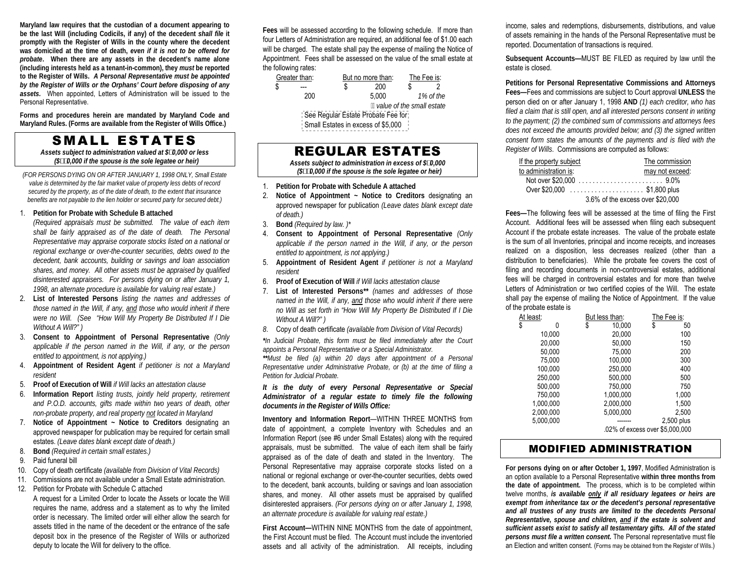**Maryland law requires that the custodian of a document appearing to be the last Will (including Codicils, if any) of the decedent *shall file* it promptly with the Register of Wills in the county where the decedent was domiciled at the time of death, *even if it is not to be offered for probate*. When there are any assets in the decedent's name alone (including interests held as a tenant-in-common), they *must* be reported to the Register of Wills. *A Personal Representative must be appointed by the Register of Wills or the Orphans' Court before disposing of any assets.*** When appointed, Letters of Administration will be issued to the Personal Representative.

**Forms and procedures herein are mandated by Maryland Code and Maryland Rules. (Forms are available from the Register of Wills Office.)**

# SMALL ESTATES

***Assets subject to administration valued at $□0,000 or less ($□□0,000 if the spouse is the sole legatee or heir)***

*(FOR PERSONS DYING ON OR AFTER JANUARY 1, 1998 ONLY, Small Estate value is determined by the fair market value of property less debts of record secured by the property, as of the date of death, to the extent that insurance benefits are not payable to the lien holder or secured party for secured debt.)*

1. **Petition for Probate with Schedule B attached** *(Required appraisals must be submitted. The value of each item shall be fairly appraised as of the date of death. The Personal Representative may appraise corporate stocks listed on a national or regional exchange or over-the-counter securities, debts owed to the decedent, bank accounts, building or savings and loan association shares, and money. All other assets must be appraised by qualified disinterested appraisers. For persons dying on or after January 1, 1998, an alternate procedure is available for valuing real estate.)*
2. **List of Interested Persons** *listing the names and addresses of those named in the Will, if any, and those who would inherit if there were no Will. (See "How Will My Property Be Distributed If I Die Without A Will?")*
3. **Consent to Appointment of Personal Representative** *(Only applicable if the person named in the Will, if any, or the person entitled to appointment, is not applying.)*
4. **Appointment of Resident Agent** *if petitioner is not a Maryland resident*
5. **Proof of Execution of Will** *if Will lacks an attestation clause*
6. **Information Report** *listing trusts, jointly held property, retirement and P.O.D. accounts, gifts made within two years of death, other non-probate property, and real property not located in Maryland*
7. **Notice of Appointment ~ Notice to Creditors** designating an approved newspaper for publication may be required for certain small estates. *(Leave dates blank except date of death.)*
8. **Bond** *(Required in certain small estates.)*
9. Paid funeral bill
10. Copy of death certificate *(available from Division of Vital Records)*
11. Commissions are not available under a Small Estate administration.
12. Petition for Probate with Schedule C attached

    A request for a Limited Order to locate the Assets or locate the Will requires the name, address and a statement as to why the limited order is necessary. The limited order will either allow the search for assets titled in the name of the decedent or the entrance of the safe deposit box in the presence of the Register of Wills or authorized deputy to locate the Will for delivery to the office.

**Fees** will be assessed according to the following schedule. If more than four Letters of Administration are required, an additional fee of $1.00 each will be charged. The estate shall pay the expense of mailing the Notice of Appointment. Fees shall be assessed on the value of the small estate at the following rates:

| Greater than: | But no more than: | The Fee is: |
|---|---|---|
| $ --- | $ 200 | $ 2 |
| 200 | 5,000 | *1% of the value of the small estate* |

See Regular Estate Probate Fee for Small Estates in excess of $5,000

# REGULAR ESTATES

***Assets subject to administration in excess of $□0,000 ($□□0,000 if the spouse is the sole legatee or heir)***

1. **Petition for Probate with Schedule A attached**
2. **Notice of Appointment ~ Notice to Creditors** designating an approved newspaper for publication *(Leave dates blank except date of death.)*
3. **Bond** *(Required by law. )**
4. **Consent to Appointment of Personal Representative** *(Only applicable if the person named in the Will, if any, or the person entitled to appointment, is not applying.)*
5. **Appointment of Resident Agent** *if petitioner is not a Maryland resident*
6. **Proof of Execution of Will** *if Will lacks attestation clause*
7. **List of Interested Persons**** *(names and addresses of those named in the Will, if any, and those who would inherit if there were no Will as set forth in "How Will My Property Be Distributed If I Die Without A Will?")*
8. Copy of death certificate *(available from Division of Vital Records)*

**In Judicial Probate, this form must be filed immediately after the Court appoints a Personal Representative or a Special Administrator.*

***Must be filed (a) within 20 days after appointment of a Personal Representative under Administrative Probate, or (b) at the time of filing a Petition for Judicial Probate.*

***It is the duty of every Personal Representative or Special Administrator of a regular estate to timely file the following documents in the Register of Wills Office:***

**Inventory and Information Report**—WITHIN THREE MONTHS from date of appointment, a complete Inventory with Schedules and an Information Report (see #6 under Small Estates) along with the required appraisals, must be submitted. The value of each item shall be fairly appraised as of the date of death and stated in the Inventory. The Personal Representative may appraise corporate stocks listed on a national or regional exchange or over-the-counter securities, debts owed to the decedent, bank accounts, building or savings and loan association shares, and money. All other assets must be appraised by qualified disinterested appraisers. *(For persons dying on or after January 1, 1998, an alternate procedure is available for valuing real estate.)*

**First Account—**WITHIN NINE MONTHS from the date of appointment, the First Account must be filed. The Account must include the inventoried assets and all activity of the administration. All receipts, including income, sales and redemptions, disbursements, distributions, and value of assets remaining in the hands of the Personal Representative must be reported. Documentation of transactions is required.

**Subsequent Accounts—**MUST BE FILED as required by law until the estate is closed.

**Petitions for Personal Representative Commissions and Attorneys Fees—**Fees and commissions are subject to Court approval **UNLESS** the person died on or after January 1, 1998 **AND** *(1) each creditor, who has filed a claim that is still open, and all interested persons consent in writing to the payment; (2) the combined sum of commissions and attorneys fees does not exceed the amounts provided below; and (3) the signed written consent form states the amounts of the payments and is filed with the Register of Wills*. Commissions are computed as follows:

| If the property subject to administration is: | The commission may not exceed: |
|---|---|
| Not over $20,000 | 9.0% |
| Over $20,000 | $1,800 plus 3.6% of the excess over $20,000 |

**Fees—**The following fees will be assessed at the time of filing the First Account. Additional fees will be assessed when filing each subsequent Account if the probate estate increases. The value of the probate estate is the sum of all Inventories, principal and income receipts, and increases realized on a disposition, less decreases realized (other than a distribution to beneficiaries). While the probate fee covers the cost of filing and recording documents in non-controversial estates, additional fees will be charged in controversial estates and for more than twelve Letters of Administration or two certified copies of the Will. The estate shall pay the expense of mailing the Notice of Appointment. If the value of the probate estate is

| At least: | But less than: | The Fee is: |
|---|---|---|
| $ 0 | $ 10,000 | $ 50 |
| 10,000 | 20,000 | 100 |
| 20,000 | 50,000 | 150 |
| 50,000 | 75,000 | 200 |
| 75,000 | 100,000 | 300 |
| 100,000 | 250,000 | 400 |
| 250,000 | 500,000 | 500 |
| 500,000 | 750,000 | 750 |
| 750,000 | 1,000,000 | 1,000 |
| 1,000,000 | 2,000,000 | 1,500 |
| 2,000,000 | 5,000,000 | 2,500 |
| 5,000,000 | ------- | 2,500 plus .02% of excess over $5,000,000 |

# MODIFIED ADMINISTRATION

**For persons dying on or after October 1, 1997**, Modified Administration is an option available to a Personal Representative **within three months from the date of appointment.** The process, which is to be completed within twelve months, ***is available only if all residuary legatees or heirs are exempt from inheritance tax or the decedent's personal representative and all trustees of any trusts are limited to the decedents Personal Representative, spouse and children, and if the estate is solvent and sufficient assets exist to satisfy all testamentary gifts. All of the stated persons must file a written consent.*** The Personal representative must file an Election and written consent. (Forms may be obtained from the Register of Wills.)